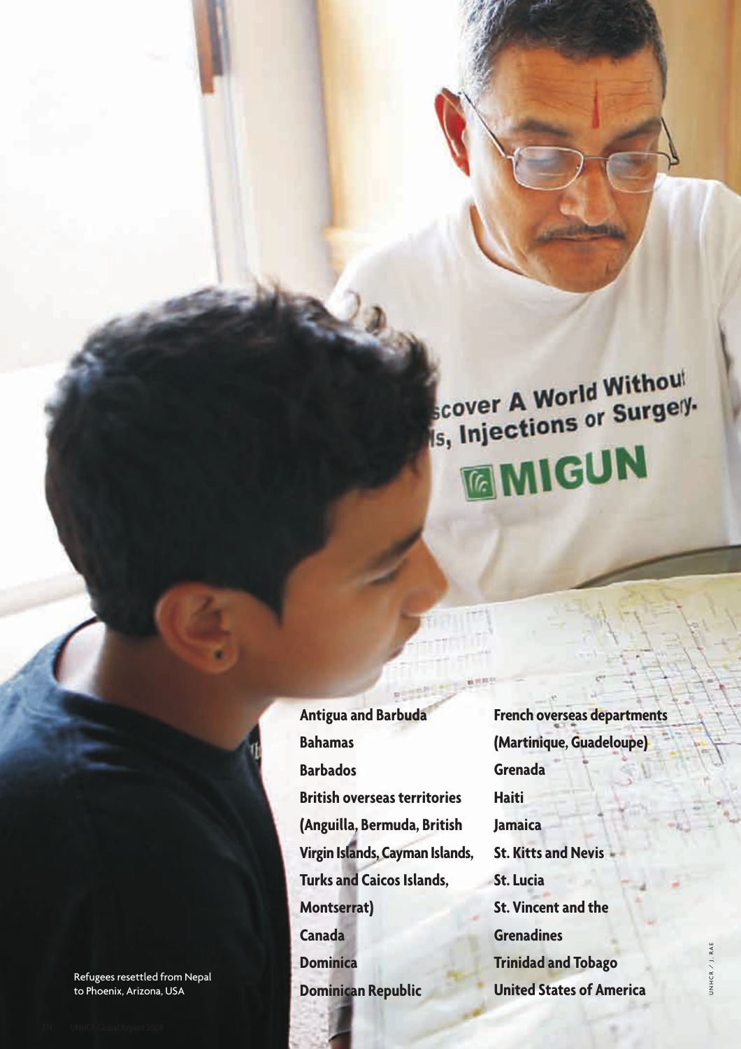- Antigua and Barbuda
- Bahamas
- Barbados
- British overseas territories (Anguilla, Bermuda, British Virgin Islands, Cayman Islands, Turks and Caicos Islands, Montserrat)
- Canada
- Dominica
- Dominican Republic
- French overseas departments (Martinique, Guadeloupe)
- Grenada
- Haiti
- Jamaica
- St. Kitts and Nevis
- St. Lucia
- St. Vincent and the Grenadines
- Trinidad and Tobago
- United States of America

Refugees resettled from Nepal to Phoenix, Arizona, USA

UNHCR / J. RAE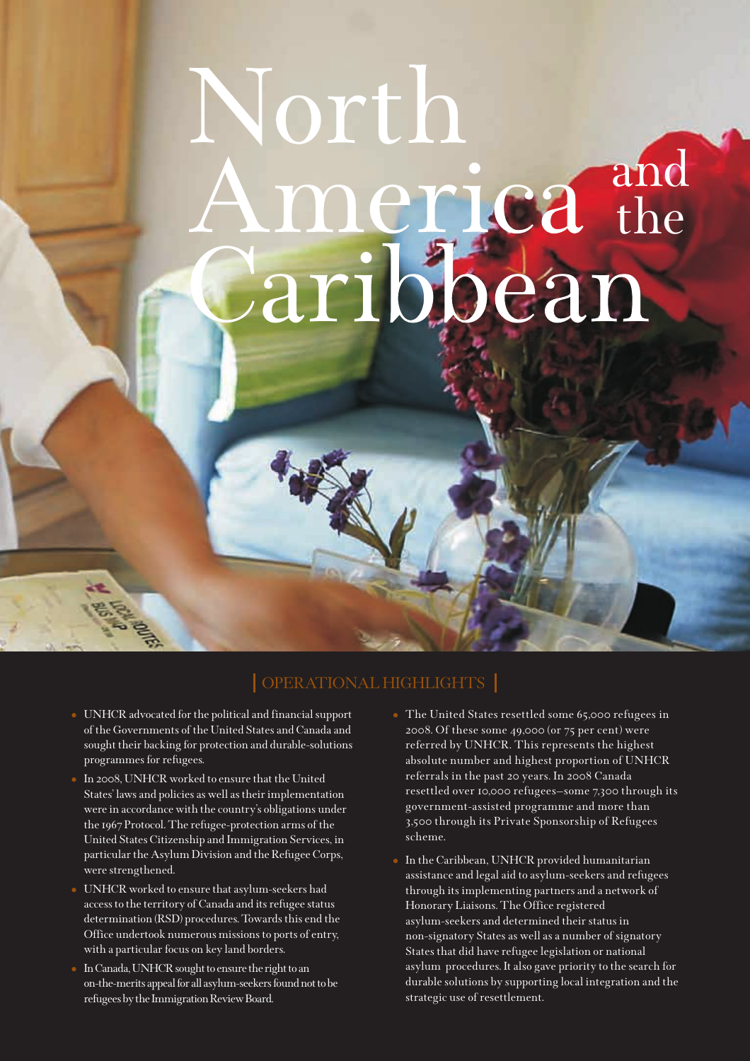# North America and the Caribbean

## OPERATIONAL HIGHLIGHTS

- UNHCR advocated for the political and financial support of the Governments of the United States and Canada and sought their backing for protection and durable-solutions programmes for refugees.
- In 2008, UNHCR worked to ensure that the United States' laws and policies as well as their implementation were in accordance with the country's obligations under the 1967 Protocol. The refugee-protection arms of the United States Citizenship and Immigration Services, in particular the Asylum Division and the Refugee Corps, were strengthened.
- UNHCR worked to ensure that asylum-seekers had access to the territory of Canada and its refugee status determination (RSD) procedures. Towards this end the Office undertook numerous missions to ports of entry, with a particular focus on key land borders.
- In Canada, UNHCR sought to ensure the right to an on-the-merits appeal for all asylum-seekers found not to be refugees by the Immigration Review Board.
- The United States resettled some 65,000 refugees in 2008. Of these some 49,000 (or 75 per cent) were referred by UNHCR. This represents the highest absolute number and highest proportion of UNHCR referrals in the past 20 years. In 2008 Canada resettled over 10,000 refugees—some 7,300 through its government-assisted programme and more than 3,500 through its Private Sponsorship of Refugees scheme.
- In the Caribbean, UNHCR provided humanitarian assistance and legal aid to asylum-seekers and refugees through its implementing partners and a network of Honorary Liaisons. The Office registered asylum-seekers and determined their status in non-signatory States as well as a number of signatory States that did have refugee legislation or national asylum procedures. It also gave priority to the search for durable solutions by supporting local integration and the strategic use of resettlement.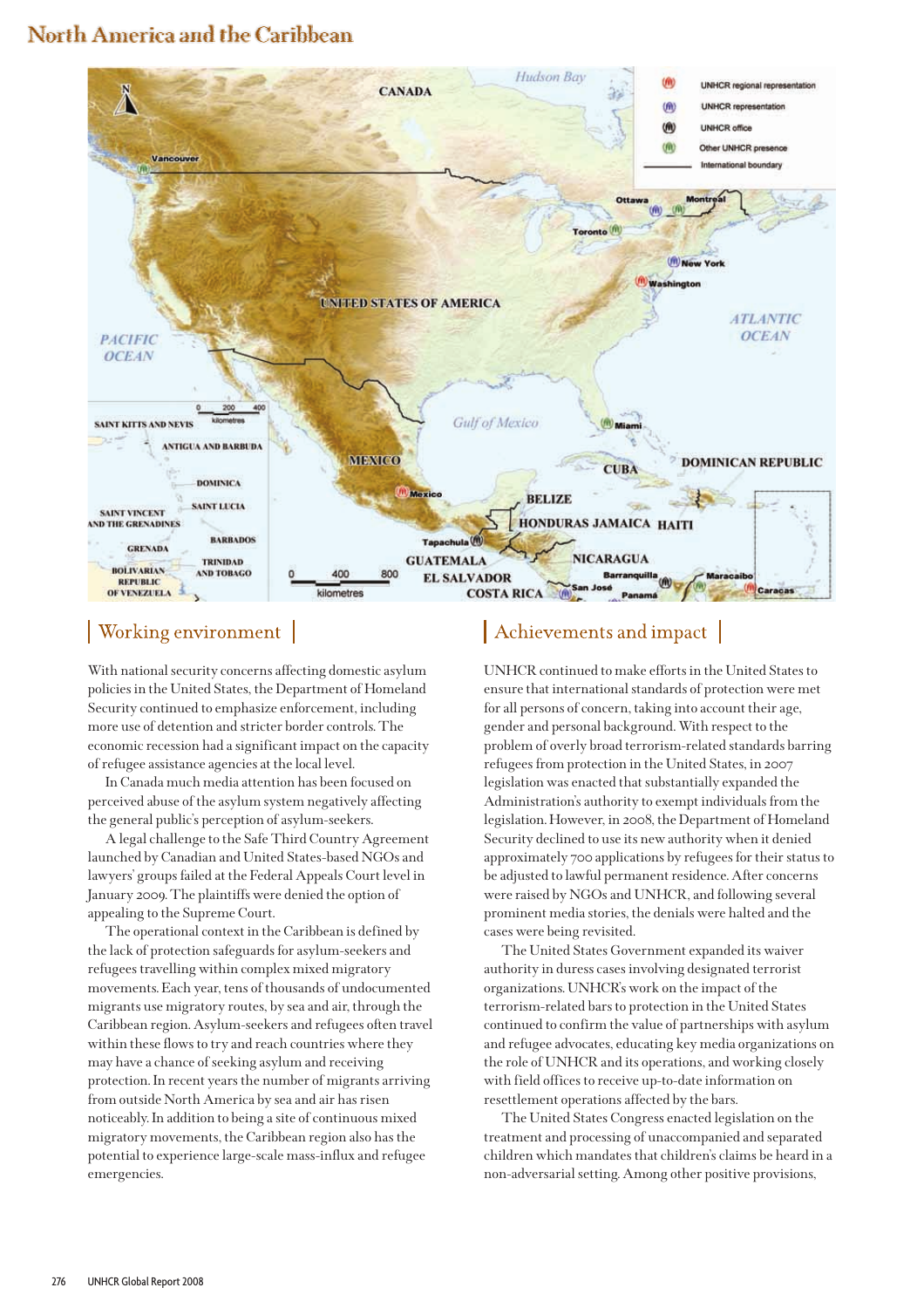# North America and the Caribbean

## Working environment

With national security concerns affecting domestic asylum policies in the United States, the Department of Homeland Security continued to emphasize enforcement, including more use of detention and stricter border controls. The economic recession had a significant impact on the capacity of refugee assistance agencies at the local level.

In Canada much media attention has been focused on perceived abuse of the asylum system negatively affecting the general public's perception of asylum-seekers.

A legal challenge to the Safe Third Country Agreement launched by Canadian and United States-based NGOs and lawyers' groups failed at the Federal Appeals Court level in January 2009. The plaintiffs were denied the option of appealing to the Supreme Court.

The operational context in the Caribbean is defined by the lack of protection safeguards for asylum-seekers and refugees travelling within complex mixed migratory movements. Each year, tens of thousands of undocumented migrants use migratory routes, by sea and air, through the Caribbean region. Asylum-seekers and refugees often travel within these flows to try and reach countries where they may have a chance of seeking asylum and receiving protection. In recent years the number of migrants arriving from outside North America by sea and air has risen noticeably. In addition to being a site of continuous mixed migratory movements, the Caribbean region also has the potential to experience large-scale mass-influx and refugee emergencies.

## Achievements and impact

UNHCR continued to make efforts in the United States to ensure that international standards of protection were met for all persons of concern, taking into account their age, gender and personal background. With respect to the problem of overly broad terrorism-related standards barring refugees from protection in the United States, in 2007 legislation was enacted that substantially expanded the Administration's authority to exempt individuals from the legislation. However, in 2008, the Department of Homeland Security declined to use its new authority when it denied approximately 700 applications by refugees for their status to be adjusted to lawful permanent residence. After concerns were raised by NGOs and UNHCR, and following several prominent media stories, the denials were halted and the cases were being revisited.

The United States Government expanded its waiver authority in duress cases involving designated terrorist organizations. UNHCR's work on the impact of the terrorism-related bars to protection in the United States continued to confirm the value of partnerships with asylum and refugee advocates, educating key media organizations on the role of UNHCR and its operations, and working closely with field offices to receive up-to-date information on resettlement operations affected by the bars.

The United States Congress enacted legislation on the treatment and processing of unaccompanied and separated children which mandates that children's claims be heard in a non-adversarial setting. Among other positive provisions,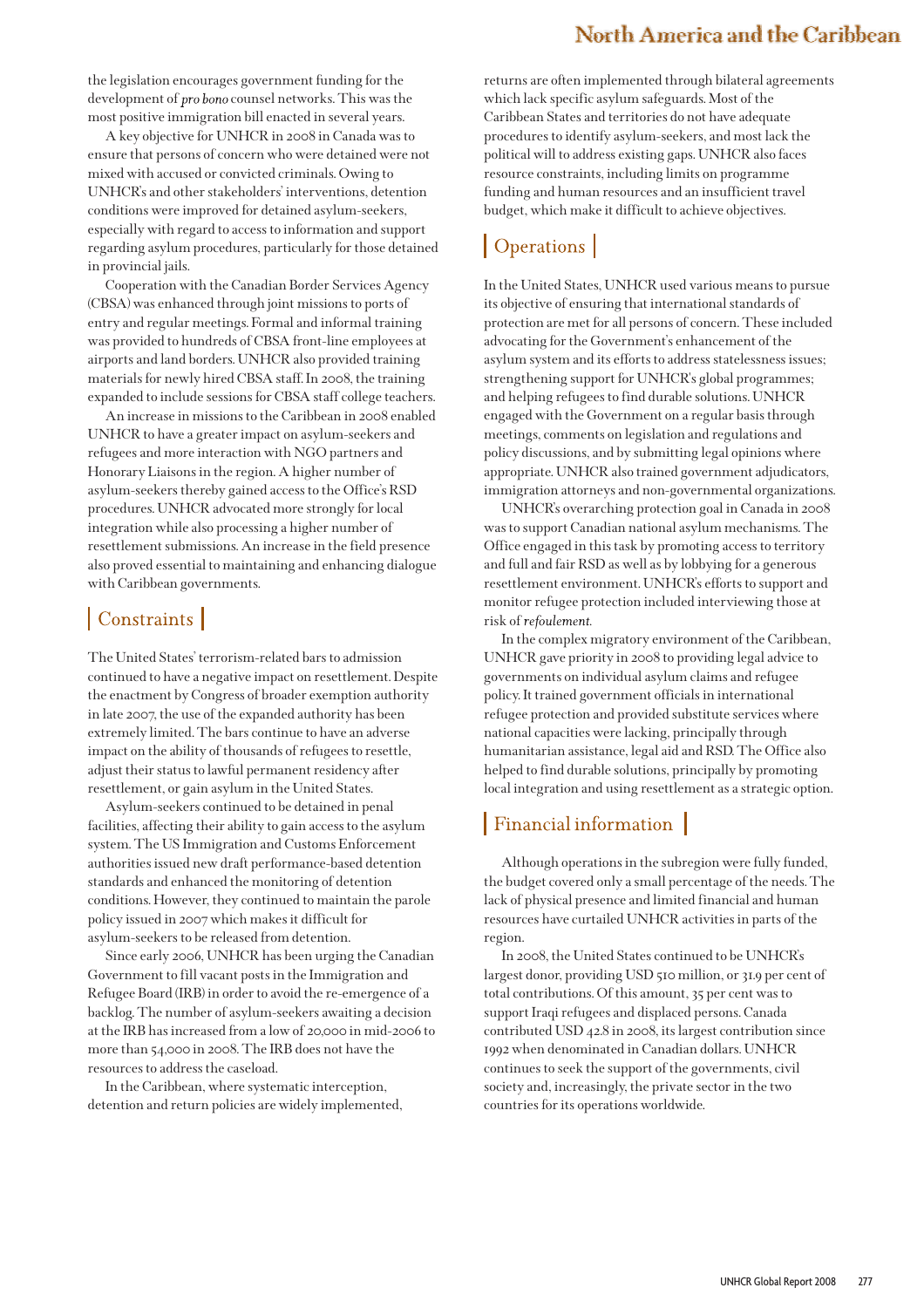the legislation encourages government funding for the development of *pro bono* counsel networks. This was the most positive immigration bill enacted in several years.

A key objective for UNHCR in 2008 in Canada was to ensure that persons of concern who were detained were not mixed with accused or convicted criminals. Owing to UNHCR's and other stakeholders' interventions, detention conditions were improved for detained asylum-seekers, especially with regard to access to information and support regarding asylum procedures, particularly for those detained in provincial jails.

Cooperation with the Canadian Border Services Agency (CBSA) was enhanced through joint missions to ports of entry and regular meetings. Formal and informal training was provided to hundreds of CBSA front-line employees at airports and land borders. UNHCR also provided training materials for newly hired CBSA staff. In 2008, the training expanded to include sessions for CBSA staff college teachers.

An increase in missions to the Caribbean in 2008 enabled UNHCR to have a greater impact on asylum-seekers and refugees and more interaction with NGO partners and Honorary Liaisons in the region. A higher number of asylum-seekers thereby gained access to the Office's RSD procedures. UNHCR advocated more strongly for local integration while also processing a higher number of resettlement submissions. An increase in the field presence also proved essential to maintaining and enhancing dialogue with Caribbean governments.

## Constraints

The United States' terrorism-related bars to admission continued to have a negative impact on resettlement. Despite the enactment by Congress of broader exemption authority in late 2007, the use of the expanded authority has been extremely limited. The bars continue to have an adverse impact on the ability of thousands of refugees to resettle, adjust their status to lawful permanent residency after resettlement, or gain asylum in the United States.

Asylum-seekers continued to be detained in penal facilities, affecting their ability to gain access to the asylum system. The US Immigration and Customs Enforcement authorities issued new draft performance-based detention standards and enhanced the monitoring of detention conditions. However, they continued to maintain the parole policy issued in 2007 which makes it difficult for asylum-seekers to be released from detention.

Since early 2006, UNHCR has been urging the Canadian Government to fill vacant posts in the Immigration and Refugee Board (IRB) in order to avoid the re-emergence of a backlog. The number of asylum-seekers awaiting a decision at the IRB has increased from a low of 20,000 in mid-2006 to more than 54,000 in 2008. The IRB does not have the resources to address the caseload.

In the Caribbean, where systematic interception, detention and return policies are widely implemented, returns are often implemented through bilateral agreements which lack specific asylum safeguards. Most of the Caribbean States and territories do not have adequate procedures to identify asylum-seekers, and most lack the political will to address existing gaps. UNHCR also faces resource constraints, including limits on programme funding and human resources and an insufficient travel budget, which make it difficult to achieve objectives.

## Operations

In the United States, UNHCR used various means to pursue its objective of ensuring that international standards of protection are met for all persons of concern. These included advocating for the Government's enhancement of the asylum system and its efforts to address statelessness issues; strengthening support for UNHCR's global programmes; and helping refugees to find durable solutions. UNHCR engaged with the Government on a regular basis through meetings, comments on legislation and regulations and policy discussions, and by submitting legal opinions where appropriate. UNHCR also trained government adjudicators, immigration attorneys and non-governmental organizations.

UNHCR's overarching protection goal in Canada in 2008 was to support Canadian national asylum mechanisms. The Office engaged in this task by promoting access to territory and full and fair RSD as well as by lobbying for a generous resettlement environment. UNHCR's efforts to support and monitor refugee protection included interviewing those at risk of *refoulement*.

In the complex migratory environment of the Caribbean, UNHCR gave priority in 2008 to providing legal advice to governments on individual asylum claims and refugee policy. It trained government officials in international refugee protection and provided substitute services where national capacities were lacking, principally through humanitarian assistance, legal aid and RSD. The Office also helped to find durable solutions, principally by promoting local integration and using resettlement as a strategic option.

## Financial information

Although operations in the subregion were fully funded, the budget covered only a small percentage of the needs. The lack of physical presence and limited financial and human resources have curtailed UNHCR activities in parts of the region.

In 2008, the United States continued to be UNHCR's largest donor, providing USD 510 million, or 31.9 per cent of total contributions. Of this amount, 35 per cent was to support Iraqi refugees and displaced persons. Canada contributed USD 42.8 in 2008, its largest contribution since 1992 when denominated in Canadian dollars. UNHCR continues to seek the support of the governments, civil society and, increasingly, the private sector in the two countries for its operations worldwide.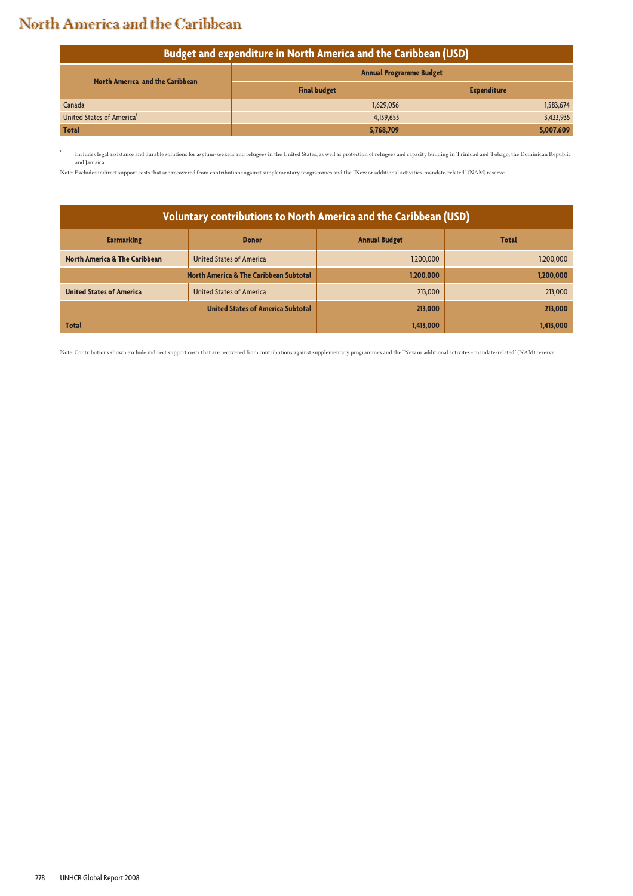# North America and the Caribbean

## Budget and expenditure in North America and the Caribbean (USD)

| North America and the Caribbean | Annual Programme Budget | |
|---|---|---|
| | Final budget | Expenditure |
| Canada | 1,629,056 | 1,583,674 |
| United States of America[1] | 4,139,653 | 3,423,935 |
| **Total** | **5,768,709** | **5,007,609** |

[1] Includes legal assistance and durable solutions for asylum-seekers and refugees in the United States, as well as protection of refugees and capacity building in Trinidad and Tobago, the Dominican Republic and Jamaica.

Note: Excludes indirect support costs that are recovered from contributions against supplementary programmes and the "New or additional activities-mandate-related" (NAM) reserve.

## Voluntary contributions to North America and the Caribbean (USD)

| Earmarking | Donor | Annual Budget | Total |
|---|---|---|---|
| **North America & The Caribbean** | United States of America | 1,200,000 | 1,200,000 |
| | **North America & The Caribbean Subtotal** | **1,200,000** | **1,200,000** |
| **United States of America** | United States of America | 213,000 | 213,000 |
| | **United States of America Subtotal** | **213,000** | **213,000** |
| **Total** | | **1,413,000** | **1,413,000** |

Note: Contributions shown exclude indirect support costs that are recovered from contributions against supplementary programmes and the "New or additional activites - mandate-related" (NAM) reserve.